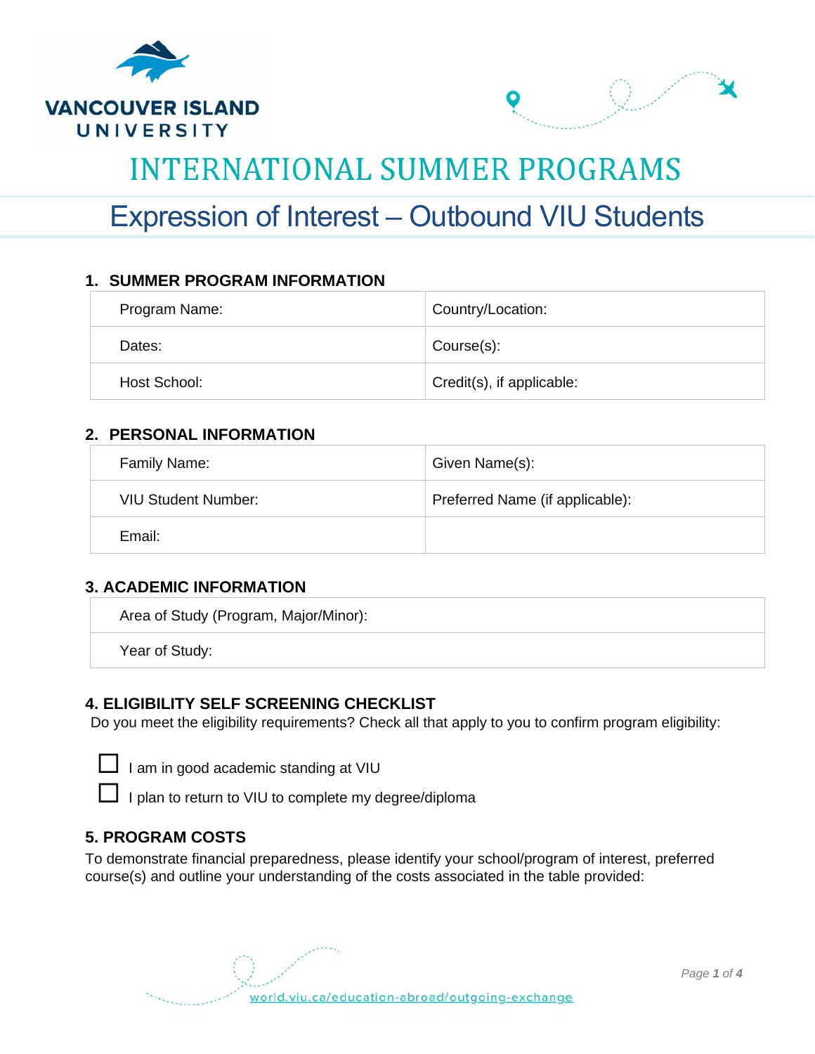# VANCOUVER ISLAND UNIVERSITY

# INTERNATIONAL SUMMER PROGRAMS

## Expression of Interest – Outbound VIU Students

### 1. SUMMER PROGRAM INFORMATION

| | |
|---|---|
| Program Name: | Country/Location: |
| Dates: | Course(s): |
| Host School: | Credit(s), if applicable: |

### 2. PERSONAL INFORMATION

| | |
|---|---|
| Family Name: | Given Name(s): |
| VIU Student Number: | Preferred Name (if applicable): |
| Email: | |

### 3. ACADEMIC INFORMATION

| |
|---|
| Area of Study (Program, Major/Minor): |
| Year of Study: |

### 4. ELIGIBILITY SELF SCREENING CHECKLIST

Do you meet the eligibility requirements? Check all that apply to you to confirm program eligibility:

- ☐ I am in good academic standing at VIU
- ☐ I plan to return to VIU to complete my degree/diploma

### 5. PROGRAM COSTS

To demonstrate financial preparedness, please identify your school/program of interest, preferred course(s) and outline your understanding of the costs associated in the table provided:

world.viu.ca/education-abroad/outgoing-exchange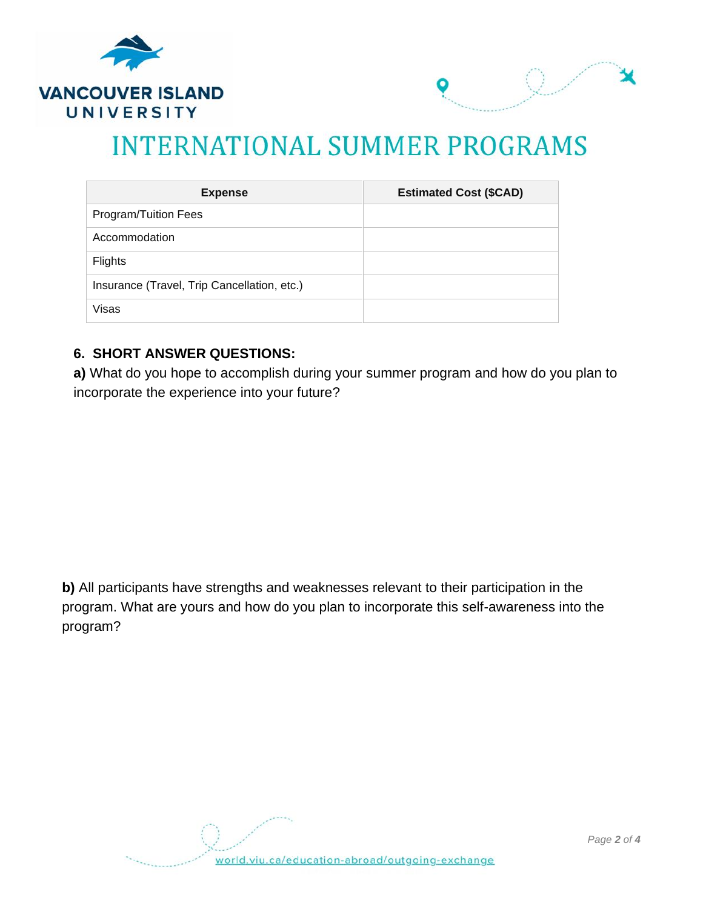# INTERNATIONAL SUMMER PROGRAMS

| Expense | Estimated Cost ($CAD) |
|---|---|
| Program/Tuition Fees | |
| Accommodation | |
| Flights | |
| Insurance (Travel, Trip Cancellation, etc.) | |
| Visas | |

**6. SHORT ANSWER QUESTIONS:**

**a)** What do you hope to accomplish during your summer program and how do you plan to incorporate the experience into your future?

**b)** All participants have strengths and weaknesses relevant to their participation in the program. What are yours and how do you plan to incorporate this self-awareness into the program?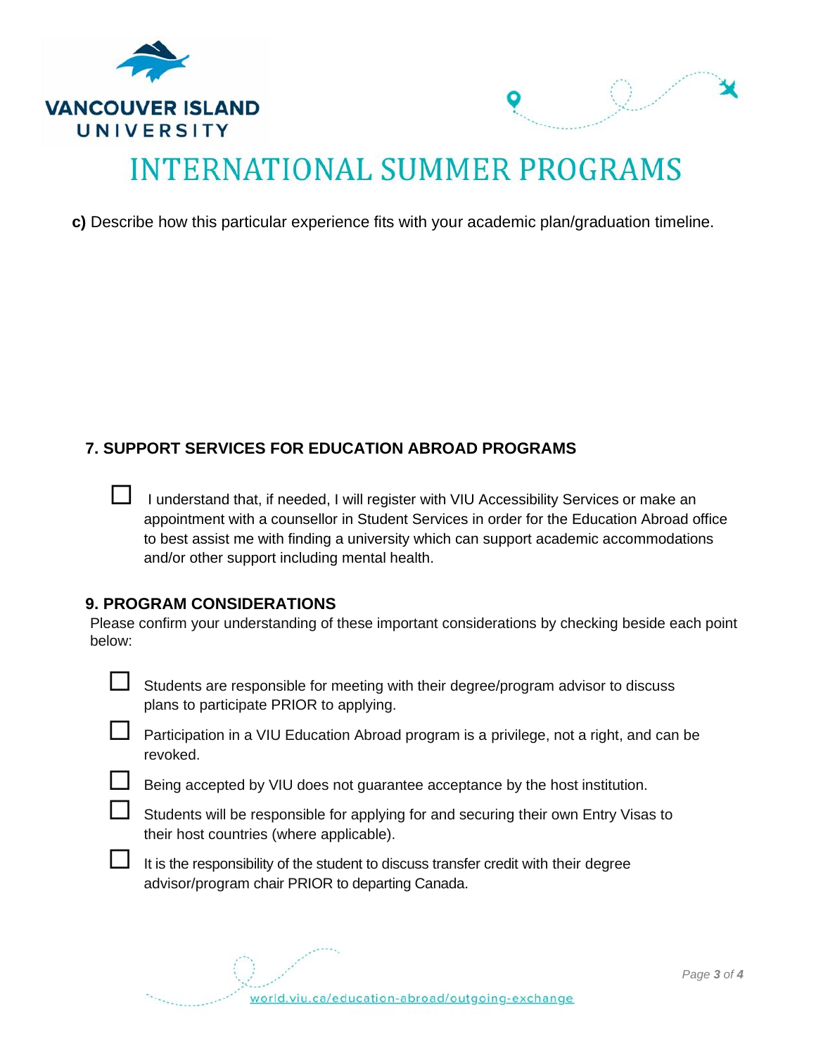**c)** Describe how this particular experience fits with your academic plan/graduation timeline.

### 7. SUPPORT SERVICES FOR EDUCATION ABROAD PROGRAMS

- [ ] I understand that, if needed, I will register with VIU Accessibility Services or make an appointment with a counsellor in Student Services in order for the Education Abroad office to best assist me with finding a university which can support academic accommodations and/or other support including mental health.

### 9. PROGRAM CONSIDERATIONS

Please confirm your understanding of these important considerations by checking beside each point below:

- [ ] Students are responsible for meeting with their degree/program advisor to discuss plans to participate PRIOR to applying.
- [ ] Participation in a VIU Education Abroad program is a privilege, not a right, and can be revoked.
- [ ] Being accepted by VIU does not guarantee acceptance by the host institution.
- [ ] Students will be responsible for applying for and securing their own Entry Visas to their host countries (where applicable).
- [ ] It is the responsibility of the student to discuss transfer credit with their degree advisor/program chair PRIOR to departing Canada.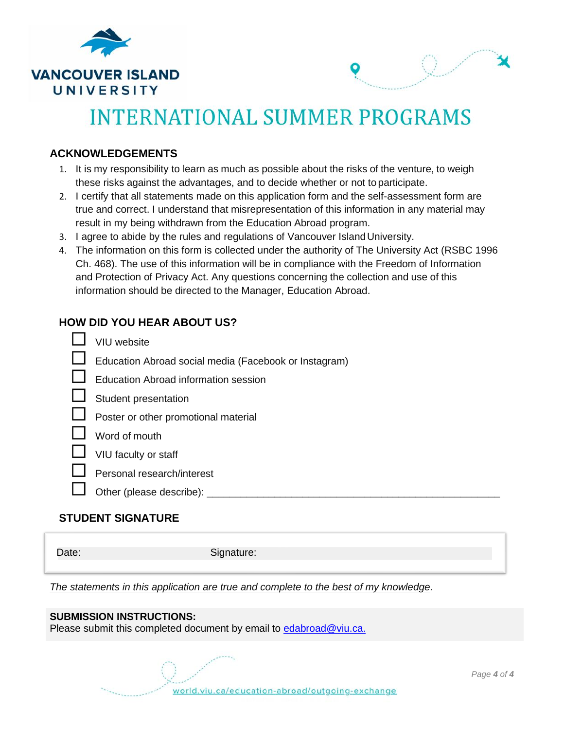VANCOUVER ISLAND UNIVERSITY

# INTERNATIONAL SUMMER PROGRAMS

## ACKNOWLEDGEMENTS

1. It is my responsibility to learn as much as possible about the risks of the venture, to weigh these risks against the advantages, and to decide whether or not to participate.
2. I certify that all statements made on this application form and the self-assessment form are true and correct. I understand that misrepresentation of this information in any material may result in my being withdrawn from the Education Abroad program.
3. I agree to abide by the rules and regulations of Vancouver Island University.
4. The information on this form is collected under the authority of The University Act (RSBC 1996 Ch. 468). The use of this information will be in compliance with the Freedom of Information and Protection of Privacy Act. Any questions concerning the collection and use of this information should be directed to the Manager, Education Abroad.

## HOW DID YOU HEAR ABOUT US?

- ☐ VIU website
- ☐ Education Abroad social media (Facebook or Instagram)
- ☐ Education Abroad information session
- ☐ Student presentation
- ☐ Poster or other promotional material
- ☐ Word of mouth
- ☐ VIU faculty or staff
- ☐ Personal research/interest
- ☐ Other (please describe): ______________________________________________________

## STUDENT SIGNATURE

| | |
|---|---|
| Date: | Signature: |

*The statements in this application are true and complete to the best of my knowledge.*

**SUBMISSION INSTRUCTIONS:**
Please submit this completed document by email to edabroad@viu.ca.

world.viu.ca/education-abroad/outgoing-exchange